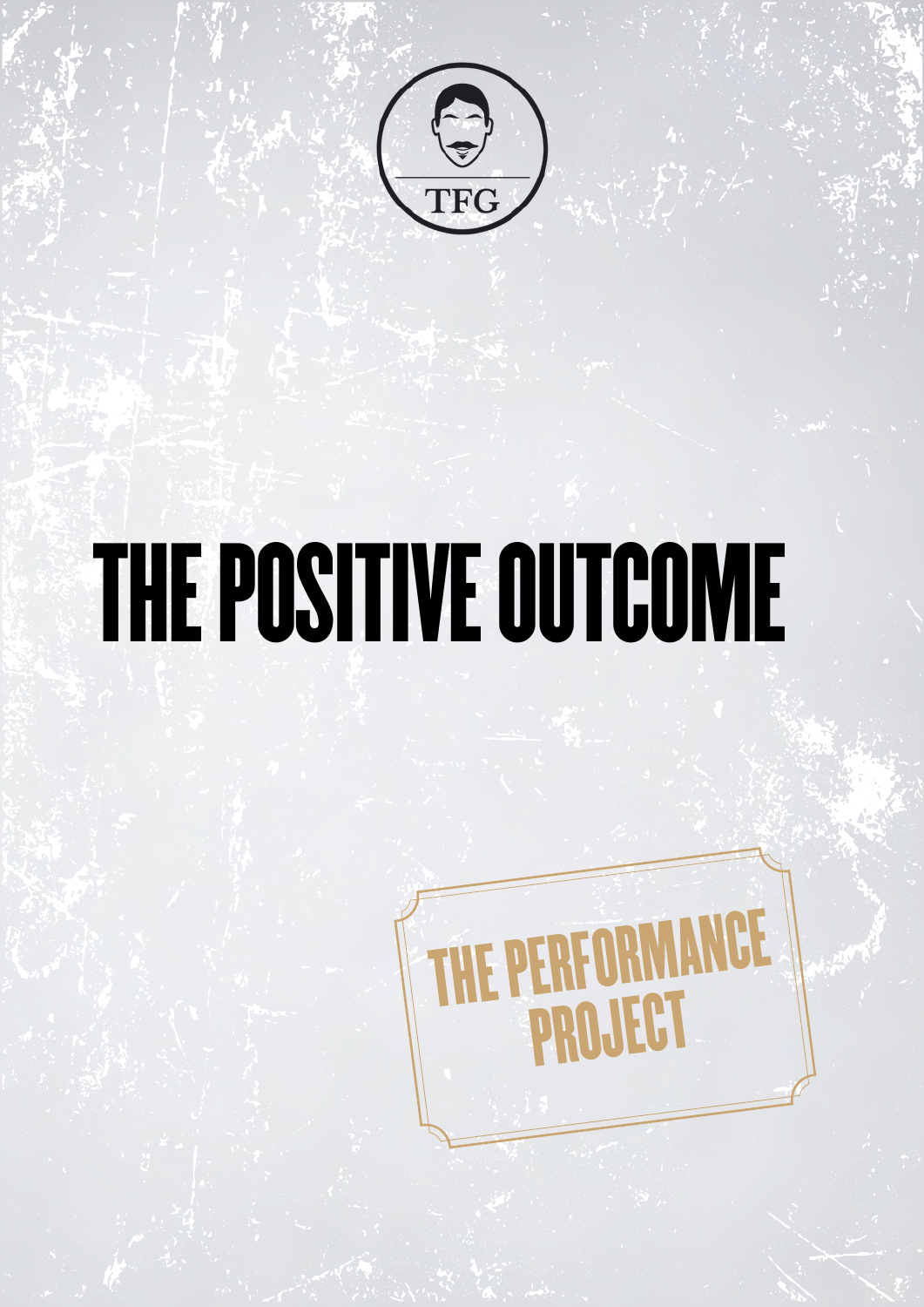TFG

# THE POSITIVE OUTCOME

THE PERFORMANCE PROJECT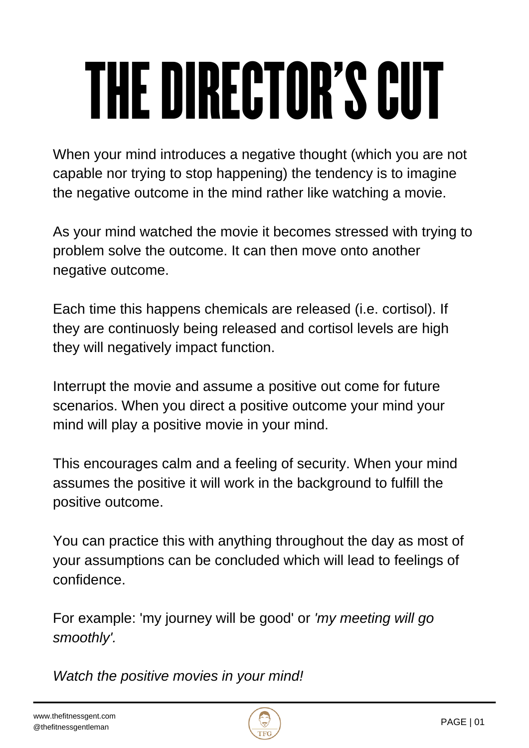# THE DIRECTOR'S CUT

When your mind introduces a negative thought (which you are not capable nor trying to stop happening) the tendency is to imagine the negative outcome in the mind rather like watching a movie.

As your mind watched the movie it becomes stressed with trying to problem solve the outcome. It can then move onto another negative outcome.

Each time this happens chemicals are released (i.e. cortisol). If they are continuosly being released and cortisol levels are high they will negatively impact function.

Interrupt the movie and assume a positive out come for future scenarios. When you direct a positive outcome your mind your mind will play a positive movie in your mind.

This encourages calm and a feeling of security. When your mind assumes the positive it will work in the background to fulfill the positive outcome.

You can practice this with anything throughout the day as most of your assumptions can be concluded which will lead to feelings of confidence.

For example: 'my journey will be good' or *'my meeting will go smoothly'.*

*Watch the positive movies in your mind!*